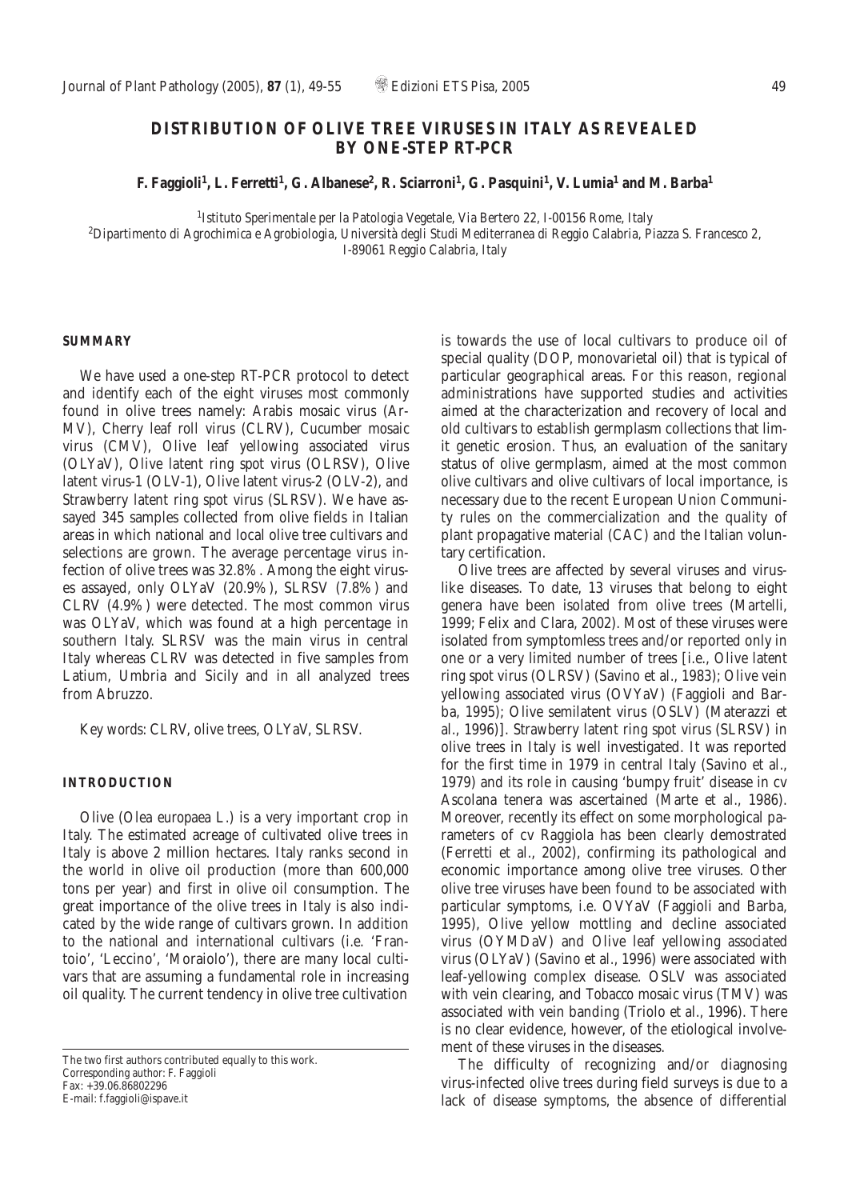# DISTRIBUTION OF OLIVE TREE VIRUSES IN ITALY AS REVEALED BY ONE-STEP RT-PCR

**F. Faggioli[1], L. Ferretti[1], G. Albanese[2], R. Sciarroni[1], G. Pasquini[1], V. Lumia[1] and M. Barba[1]**

[1] Istituto Sperimentale per la Patologia Vegetale, Via Bertero 22, I-00156 Rome, Italy
[2] Dipartimento di Agrochimica e Agrobiologia, Università degli Studi Mediterranea di Reggio Calabria, Piazza S. Francesco 2, I-89061 Reggio Calabria, Italy

## SUMMARY

We have used a one-step RT-PCR protocol to detect and identify each of the eight viruses most commonly found in olive trees namely: Arabis mosaic virus (ArMV), Cherry leaf roll virus (CLRV), Cucumber mosaic virus (CMV), Olive leaf yellowing associated virus (OLYaV), Olive latent ring spot virus (OLRSV), Olive latent virus-1 (OLV-1), Olive latent virus-2 (OLV-2), and Strawberry latent ring spot virus (SLRSV). We have assayed 345 samples collected from olive fields in Italian areas in which national and local olive tree cultivars and selections are grown. The average percentage virus infection of olive trees was 32.8%. Among the eight viruses assayed, only OLYaV (20.9%), SLRSV (7.8%) and CLRV (4.9%) were detected. The most common virus was OLYaV, which was found at a high percentage in southern Italy. SLRSV was the main virus in central Italy whereas CLRV was detected in five samples from Latium, Umbria and Sicily and in all analyzed trees from Abruzzo.

Key words: CLRV, olive trees, OLYaV, SLRSV.

## INTRODUCTION

Olive (*Olea europaea* L.) is a very important crop in Italy. The estimated acreage of cultivated olive trees in Italy is above 2 million hectares. Italy ranks second in the world in olive oil production (more than 600,000 tons per year) and first in olive oil consumption. The great importance of the olive trees in Italy is also indicated by the wide range of cultivars grown. In addition to the national and international cultivars (i.e. 'Frantoio', 'Leccino', 'Moraiolo'), there are many local cultivars that are assuming a fundamental role in increasing oil quality. The current tendency in olive tree cultivation is towards the use of local cultivars to produce oil of special quality (DOP, monovarietal oil) that is typical of particular geographical areas. For this reason, regional administrations have supported studies and activities aimed at the characterization and recovery of local and old cultivars to establish germplasm collections that limit genetic erosion. Thus, an evaluation of the sanitary status of olive germplasm, aimed at the most common olive cultivars and olive cultivars of local importance, is necessary due to the recent European Union Community rules on the commercialization and the quality of plant propagative material (CAC) and the Italian voluntary certification.

Olive trees are affected by several viruses and virus-like diseases. To date, 13 viruses that belong to eight genera have been isolated from olive trees (Martelli, 1999; Felix and Clara, 2002). Most of these viruses were isolated from symptomless trees and/or reported only in one or a very limited number of trees [i.e., *Olive latent ring spot virus* (OLRSV) (Savino et al., 1983); *Olive vein yellowing associated virus* (OVYaV) (Faggioli and Barba, 1995); *Olive semilatent virus* (OSLV) (Materazzi et al., 1996)]. *Strawberry latent ring spot virus* (SLRSV) in olive trees in Italy is well investigated. It was reported for the first time in 1979 in central Italy (Savino et al., 1979) and its role in causing 'bumpy fruit' disease in cv Ascolana tenera was ascertained (Marte et al., 1986). Moreover, recently its effect on some morphological parameters of cv Raggiola has been clearly demostrated (Ferretti et al., 2002), confirming its pathological and economic importance among olive tree viruses. Other olive tree viruses have been found to be associated with particular symptoms, i.e. OVYaV (Faggioli and Barba, 1995), Olive yellow mottling and decline associated virus (OYMDaV) and *Olive leaf yellowing associated virus* (OLYaV) (Savino et al., 1996) were associated with leaf-yellowing complex disease. OSLV was associated with vein clearing, and *Tobacco mosaic virus* (TMV) was associated with vein banding (Triolo et al., 1996). There is no clear evidence, however, of the etiological involvement of these viruses in the diseases.

The difficulty of recognizing and/or diagnosing virus-infected olive trees during field surveys is due to a lack of disease symptoms, the absence of differential

The two first authors contributed equally to this work.
Corresponding author: F. Faggioli
Fax: +39.06.86802296
E-mail: f.faggioli@ispave.it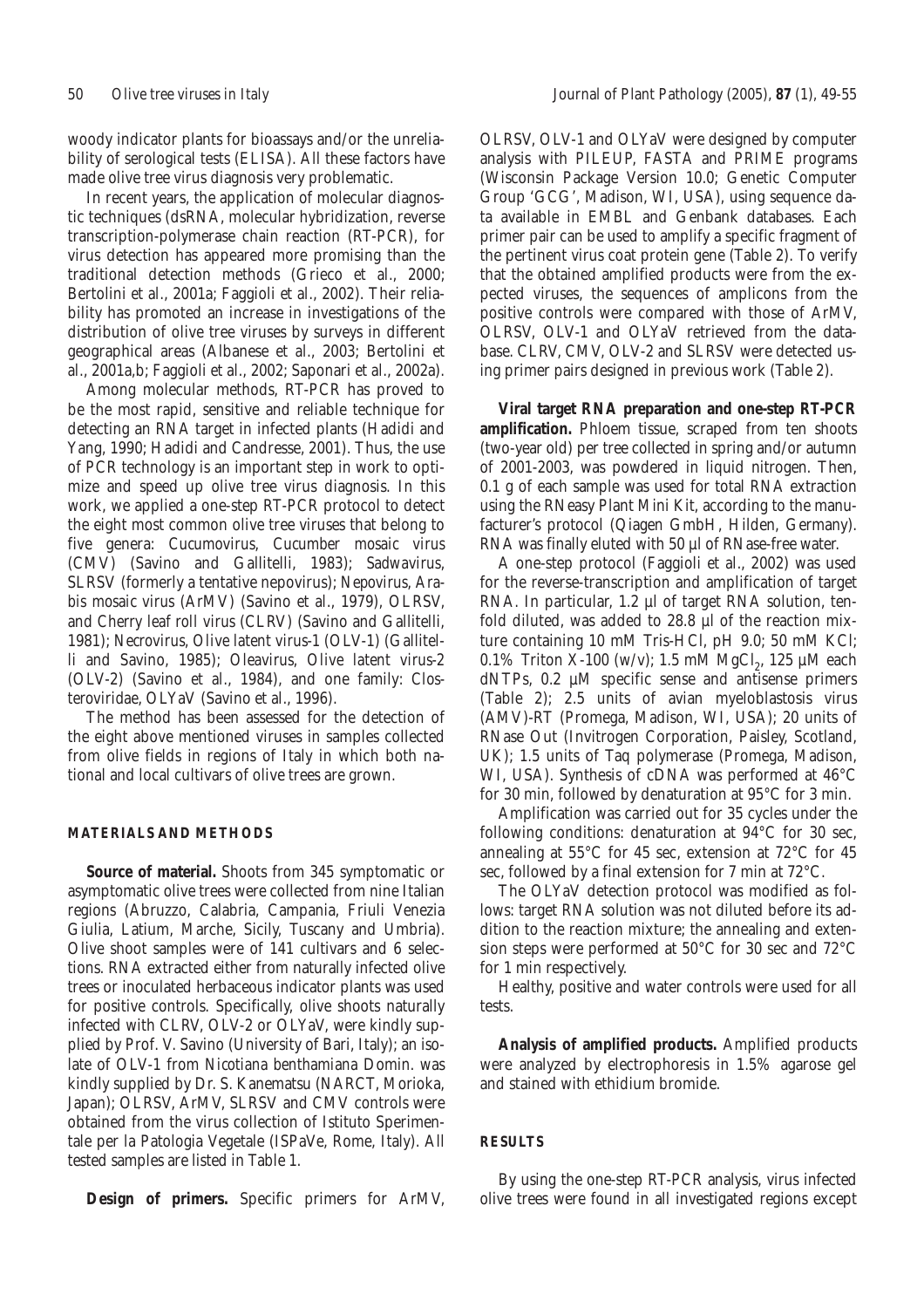woody indicator plants for bioassays and/or the unreliability of serological tests (ELISA). All these factors have made olive tree virus diagnosis very problematic.

In recent years, the application of molecular diagnostic techniques (dsRNA, molecular hybridization, reverse transcription-polymerase chain reaction (RT-PCR), for virus detection has appeared more promising than the traditional detection methods (Grieco et al., 2000; Bertolini et al., 2001a; Faggioli et al., 2002). Their reliability has promoted an increase in investigations of the distribution of olive tree viruses by surveys in different geographical areas (Albanese et al., 2003; Bertolini et al., 2001a,b; Faggioli et al., 2002; Saponari et al., 2002a).

Among molecular methods, RT-PCR has proved to be the most rapid, sensitive and reliable technique for detecting an RNA target in infected plants (Hadidi and Yang, 1990; Hadidi and Candresse, 2001). Thus, the use of PCR technology is an important step in work to optimize and speed up olive tree virus diagnosis. In this work, we applied a one-step RT-PCR protocol to detect the eight most common olive tree viruses that belong to five genera: *Cucumovirus*, *Cucumber mosaic virus* (CMV) (Savino and Gallitelli, 1983); *Sadwavirus*, SLRSV (formerly a tentative nepovirus); *Nepovirus*, *Arabis mosaic virus* (ArMV) (Savino et al., 1979), OLRSV, and *Cherry leaf roll virus* (CLRV) (Savino and Gallitelli, 1981); *Necrovirus*, *Olive latent virus-1* (OLV-1) (Gallitelli and Savino, 1985); *Oleavirus*, *Olive latent virus-2* (OLV-2) (Savino et al., 1984), and one family: *Closteroviridae*, OLYaV (Savino et al., 1996).

The method has been assessed for the detection of the eight above mentioned viruses in samples collected from olive fields in regions of Italy in which both national and local cultivars of olive trees are grown.

## MATERIALS AND METHODS

**Source of material.** Shoots from 345 symptomatic or asymptomatic olive trees were collected from nine Italian regions (Abruzzo, Calabria, Campania, Friuli Venezia Giulia, Latium, Marche, Sicily, Tuscany and Umbria). Olive shoot samples were of 141 cultivars and 6 selections. RNA extracted either from naturally infected olive trees or inoculated herbaceous indicator plants was used for positive controls. Specifically, olive shoots naturally infected with CLRV, OLV-2 or OLYaV, were kindly supplied by Prof. V. Savino (University of Bari, Italy); an isolate of OLV-1 from *Nicotiana benthamiana* Domin. was kindly supplied by Dr. S. Kanematsu (NARCT, Morioka, Japan); OLRSV, ArMV, SLRSV and CMV controls were obtained from the virus collection of Istituto Sperimentale per la Patologia Vegetale (ISPaVe, Rome, Italy). All tested samples are listed in Table 1.

**Design of primers.** Specific primers for ArMV, OLRSV, OLV-1 and OLYaV were designed by computer analysis with PILEUP, FASTA and PRIME programs (Wisconsin Package Version 10.0; Genetic Computer Group 'GCG', Madison, WI, USA), using sequence data available in EMBL and Genbank databases. Each primer pair can be used to amplify a specific fragment of the pertinent virus coat protein gene (Table 2). To verify that the obtained amplified products were from the expected viruses, the sequences of amplicons from the positive controls were compared with those of ArMV, OLRSV, OLV-1 and OLYaV retrieved from the database. CLRV, CMV, OLV-2 and SLRSV were detected using primer pairs designed in previous work (Table 2).

**Viral target RNA preparation and one-step RT-PCR amplification.** Phloem tissue, scraped from ten shoots (two-year old) per tree collected in spring and/or autumn of 2001-2003, was powdered in liquid nitrogen. Then, 0.1 g of each sample was used for total RNA extraction using the RNeasy Plant Mini Kit, according to the manufacturer's protocol (Qiagen GmbH, Hilden, Germany). RNA was finally eluted with 50 µl of RNase-free water.

A one-step protocol (Faggioli et al., 2002) was used for the reverse-transcription and amplification of target RNA. In particular, 1.2 µl of target RNA solution, tenfold diluted, was added to 28.8 µl of the reaction mixture containing 10 mM Tris-HCl, pH 9.0; 50 mM KCl; 0.1% Triton X-100 (w/v); 1.5 mM $MgCl_2$, 125 µM each dNTPs, 0.2 µM specific sense and antisense primers (Table 2); 2.5 units of avian myeloblastosis virus (AMV)-RT (Promega, Madison, WI, USA); 20 units of RNase Out (Invitrogen Corporation, Paisley, Scotland, UK); 1.5 units of Taq polymerase (Promega, Madison, WI, USA). Synthesis of cDNA was performed at 46°C for 30 min, followed by denaturation at 95°C for 3 min.

Amplification was carried out for 35 cycles under the following conditions: denaturation at 94°C for 30 sec, annealing at 55°C for 45 sec, extension at 72°C for 45 sec, followed by a final extension for 7 min at 72°C.

The OLYaV detection protocol was modified as follows: target RNA solution was not diluted before its addition to the reaction mixture; the annealing and extension steps were performed at 50°C for 30 sec and 72°C for 1 min respectively.

Healthy, positive and water controls were used for all tests.

**Analysis of amplified products.** Amplified products were analyzed by electrophoresis in 1.5% agarose gel and stained with ethidium bromide.

## RESULTS

By using the one-step RT-PCR analysis, virus infected olive trees were found in all investigated regions except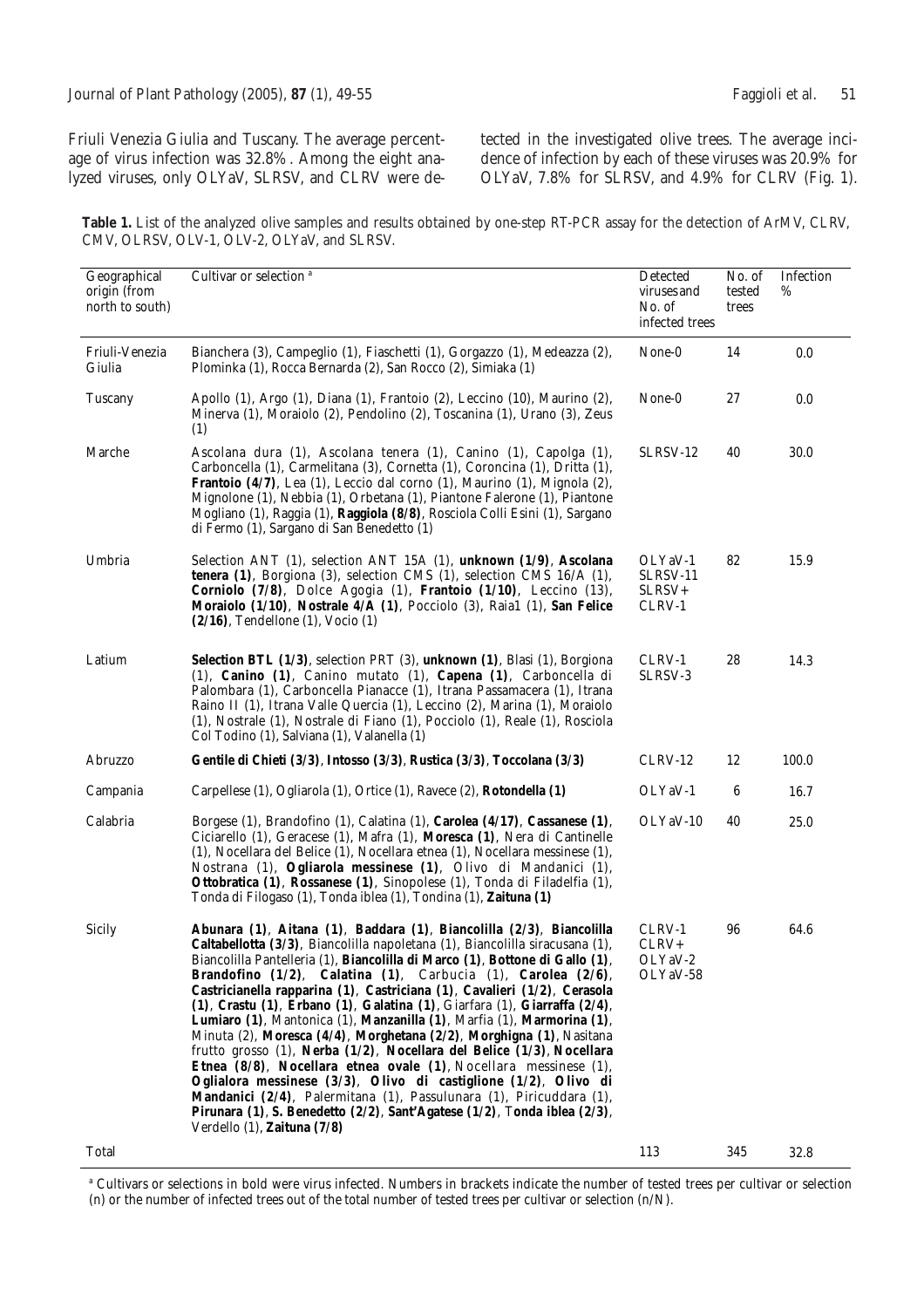Friuli Venezia Giulia and Tuscany. The average percentage of virus infection was 32.8%. Among the eight analyzed viruses, only OLYaV, SLRSV, and CLRV were detected in the investigated olive trees. The average incidence of infection by each of these viruses was 20.9% for OLYaV, 7.8% for SLRSV, and 4.9% for CLRV (Fig. 1).

**Table 1.** List of the analyzed olive samples and results obtained by one-step RT-PCR assay for the detection of ArMV, CLRV, CMV, OLRSV, OLV-1, OLV-2, OLYaV, and SLRSV.

| Geographical origin (from north to south) | Cultivar or selection [a] | Detected viruses and No. of infected trees | No. of tested trees | Infection % |
|---|---|---|---|---|
| Friuli-Venezia Giulia | Bianchera (3), Campeglio (1), Fiaschetti (1), Gorgazzo (1), Medeazza (2), Plominka (1), Rocca Bernarda (2), San Rocco (2), Simiaka (1) | None-0 | 14 | 0.0 |
| Tuscany | Apollo (1), Argo (1), Diana (1), Frantoio (2), Leccino (10), Maurino (2), Minerva (1), Moraiolo (2), Pendolino (2), Toscanina (1), Urano (3), Zeus (1) | None-0 | 27 | 0.0 |
| Marche | Ascolana dura (1), Ascolana tenera (1), Canino (1), Capolga (1), Carboncella (1), Carmelitana (3), Cornetta (1), Coroncina (1), Dritta (1), **Frantoio (4/7)**, Lea (1), Leccio dal corno (1), Maurino (1), Mignola (2), Mignolone (1), Nebbia (1), Orbetana (1), Piantone Falerone (1), Piantone Mogliano (1), Raggia (1), **Raggiola (8/8)**, Rosciola Colli Esini (1), Sargano di Fermo (1), Sargano di San Benedetto (1) | SLRSV-12 | 40 | 30.0 |
| Umbria | Selection ANT (1), selection ANT 15A (1), **unknown (1/9)**, **Ascolana tenera (1)**, Borgiona (3), selection CMS (1), selection CMS 16/A (1), **Corniolo (7/8)**, Dolce Agogia (1), **Frantoio (1/10)**, Leccino (13), **Moraiolo (1/10)**, **Nostrale 4/A (1)**, Pocciolo (3), Raia1 (1), **San Felice (2/16)**, Tendellone (1), Vocio (1) | OLYaV-1 SLRSV-11 SLRSV+ CLRV-1 | 82 | 15.9 |
| Latium | **Selection BTL (1/3)**, selection PRT (3), **unknown (1)**, Blasi (1), Borgiona (1), **Canino (1)**, Canino mutato (1), **Capena (1)**, Carboncella di Palombara (1), Carboncella Pianacce (1), Itrana Passamacera (1), Itrana Raino II (1), Itrana Valle Quercia (1), Leccino (2), Marina (1), Moraiolo (1), Nostrale (1), Nostrale di Fiano (1), Pocciolo (1), Reale (1), Rosciola Col Todino (1), Salviana (1), Valanella (1) | CLRV-1 SLRSV-3 | 28 | 14.3 |
| Abruzzo | **Gentile di Chieti (3/3)**, **Intosso (3/3)**, **Rustica (3/3)**, **Toccolana (3/3)** | CLRV-12 | 12 | 100.0 |
| Campania | Carpellese (1), Ogliarola (1), Ortice (1), Ravece (2), **Rotondella (1)** | OLYaV-1 | 6 | 16.7 |
| Calabria | Borgese (1), Brandofino (1), Calatina (1), **Carolea (4/17)**, **Cassanese (1)**, Ciciarello (1), Geracese (1), Mafra (1), **Moresca (1)**, Nera di Cantinelle (1), Nocellara del Belice (1), Nocellara etnea (1), Nocellara messinese (1), Nostrana (1), **Ogliarola messinese (1)**, Olivo di Mandanici (1), **Ottobratica (1)**, **Rossanese (1)**, Sinopolese (1), Tonda di Filadelfia (1), Tonda di Filogaso (1), Tonda iblea (1), Tondina (1), **Zaituna (1)** | OLYaV-10 | 40 | 25.0 |
| Sicily | **Abunara (1)**, **Aitana (1)**, **Baddara (1)**, **Biancolilla (2/3)**, **Biancolilla Caltabellotta (3/3)**, Biancolilla napoletana (1), Biancolilla siracusana (1), Biancolilla Pantelleria (1), **Biancolilla di Marco (1)**, **Bottone di Gallo (1)**, **Brandofino (1/2)**, **Calatina (1)**, Carbucia (1), **Carolea (2/6)**, **Castricianella rapparina (1)**, **Castriciana (1)**, **Cavalieri (1/2)**, **Cerasola (1)**, **Crastu (1)**, **Erbano (1)**, **Galatina (1)**, Giarfara (1), **Giarraffa (2/4)**, **Lumiaro (1)**, Mantonica (1), **Manzanilla (1)**, Marfia (1), **Marmorina (1)**, Minuta (2), **Moresca (4/4)**, **Morghetana (2/2)**, **Morghigna (1)**, Nasitana frutto grosso (1), **Nerba (1/2)**, **Nocellara del Belice (1/3)**, **Nocellara Etnea (8/8)**, **Nocellara etnea ovale (1)**, Nocellara messinese (1), **Oglialora messinese (3/3)**, **Olivo di castiglione (1/2)**, **Olivo di Mandanici (2/4)**, Palermitana (1), Passulunara (1), Piricuddara (1), **Pirunara (1)**, **S. Benedetto (2/2)**, **Sant'Agatese (1/2)**, **Tonda iblea (2/3)**, Verdello (1), **Zaituna (7/8)** | CLRV-1 CLRV+ OLYaV-2 OLYaV-58 | 96 | 64.6 |
| Total | | 113 | 345 | 32.8 |

[a] Cultivars or selections in bold were virus infected. Numbers in brackets indicate the number of tested trees per cultivar or selection (n) or the number of infected trees out of the total number of tested trees per cultivar or selection (n/N).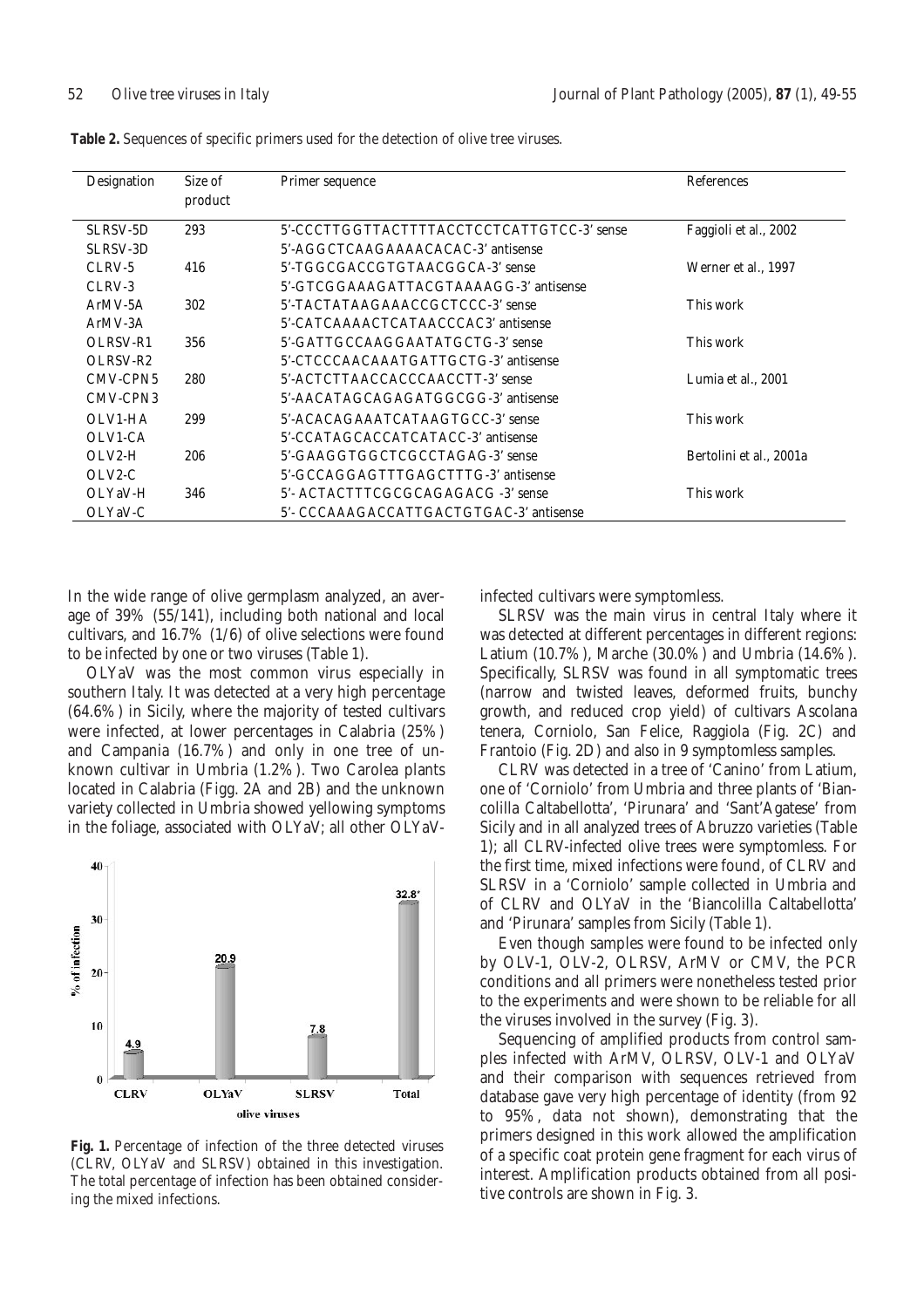**Table 2.** Sequences of specific primers used for the detection of olive tree viruses.

| Designation | Size of product | Primer sequence | References |
|---|---|---|---|
| SLRSV-5D | 293 | 5'-CCCTTGGTTACTTTTACCTCCTCATTGTCC-3' sense | Faggioli et al., 2002 |
| SLRSV-3D | | 5'-AGGCTCAAGAAAACACAC-3' antisense | |
| CLRV-5 | 416 | 5'-TGGCGACCGTGTAACGGCA-3' sense | Werner et al., 1997 |
| CLRV-3 | | 5'-GTCGGAAAGATTACGTAAAAGG-3' antisense | |
| ArMV-5A | 302 | 5'-TACTATAAGAAACCGCTCCC-3' sense | This work |
| ArMV-3A | | 5'-CATCAAAACTCATAACCCAC3' antisense | |
| OLRSV-R1 | 356 | 5'-GATTGCCAAGGAATATGCTG-3' sense | This work |
| OLRSV-R2 | | 5'-CTCCCAACAAATGATTGCTG-3' antisense | |
| CMV-CPN5 | 280 | 5'-ACTCTTAACCACCCAACCTT-3' sense | Lumia et al., 2001 |
| CMV-CPN3 | | 5'-AACATAGCAGAGATGGCGG-3' antisense | |
| OLV1-HA | 299 | 5'-ACACAGAAATCATAAGTGCC-3' sense | This work |
| OLV1-CA | | 5'-CCATAGCACCATCATACC-3' antisense | |
| OLV2-H | 206 | 5'-GAAGGTGGCTCGCCTAGAG-3' sense | Bertolini et al., 2001a |
| OLV2-C | | 5'-GCCAGGAGTTTGAGCTTTG-3' antisense | |
| OLYaV-H | 346 | 5'- ACTACTTTCGCGCAGAGACG -3' sense | This work |
| OLYaV-C | | 5'- CCCAAAGACCATTGACTGTGAC-3' antisense | |

In the wide range of olive germplasm analyzed, an average of 39% (55/141), including both national and local cultivars, and 16.7% (1/6) of olive selections were found to be infected by one or two viruses (Table 1).

OLYaV was the most common virus especially in southern Italy. It was detected at a very high percentage (64.6%) in Sicily, where the majority of tested cultivars were infected, at lower percentages in Calabria (25%) and Campania (16.7%) and only in one tree of unknown cultivar in Umbria (1.2%). Two Carolea plants located in Calabria (Figg. 2A and 2B) and the unknown variety collected in Umbria showed yellowing symptoms in the foliage, associated with OLYaV; all other OLYaV-infected cultivars were symptomless.

**Fig. 1.** Percentage of infection of the three detected viruses (CLRV, OLYaV and SLRSV) obtained in this investigation. The total percentage of infection has been obtained considering the mixed infections.

SLRSV was the main virus in central Italy where it was detected at different percentages in different regions: Latium (10.7%), Marche (30.0%) and Umbria (14.6%). Specifically, SLRSV was found in all symptomatic trees (narrow and twisted leaves, deformed fruits, bunchy growth, and reduced crop yield) of cultivars Ascolana tenera, Corniolo, San Felice, Raggiola (Fig. 2C) and Frantoio (Fig. 2D) and also in 9 symptomless samples.

CLRV was detected in a tree of 'Canino' from Latium, one of 'Corniolo' from Umbria and three plants of 'Biancolilla Caltabellotta', 'Pirunara' and 'Sant'Agatese' from Sicily and in all analyzed trees of Abruzzo varieties (Table 1); all CLRV-infected olive trees were symptomless. For the first time, mixed infections were found, of CLRV and SLRSV in a 'Corniolo' sample collected in Umbria and of CLRV and OLYaV in the 'Biancolilla Caltabellotta' and 'Pirunara' samples from Sicily (Table 1).

Even though samples were found to be infected only by OLV-1, OLV-2, OLRSV, ArMV or CMV, the PCR conditions and all primers were nonetheless tested prior to the experiments and were shown to be reliable for all the viruses involved in the survey (Fig. 3).

Sequencing of amplified products from control samples infected with ArMV, OLRSV, OLV-1 and OLYaV and their comparison with sequences retrieved from database gave very high percentage of identity (from 92 to 95%, data not shown), demonstrating that the primers designed in this work allowed the amplification of a specific coat protein gene fragment for each virus of interest. Amplification products obtained from all positive controls are shown in Fig. 3.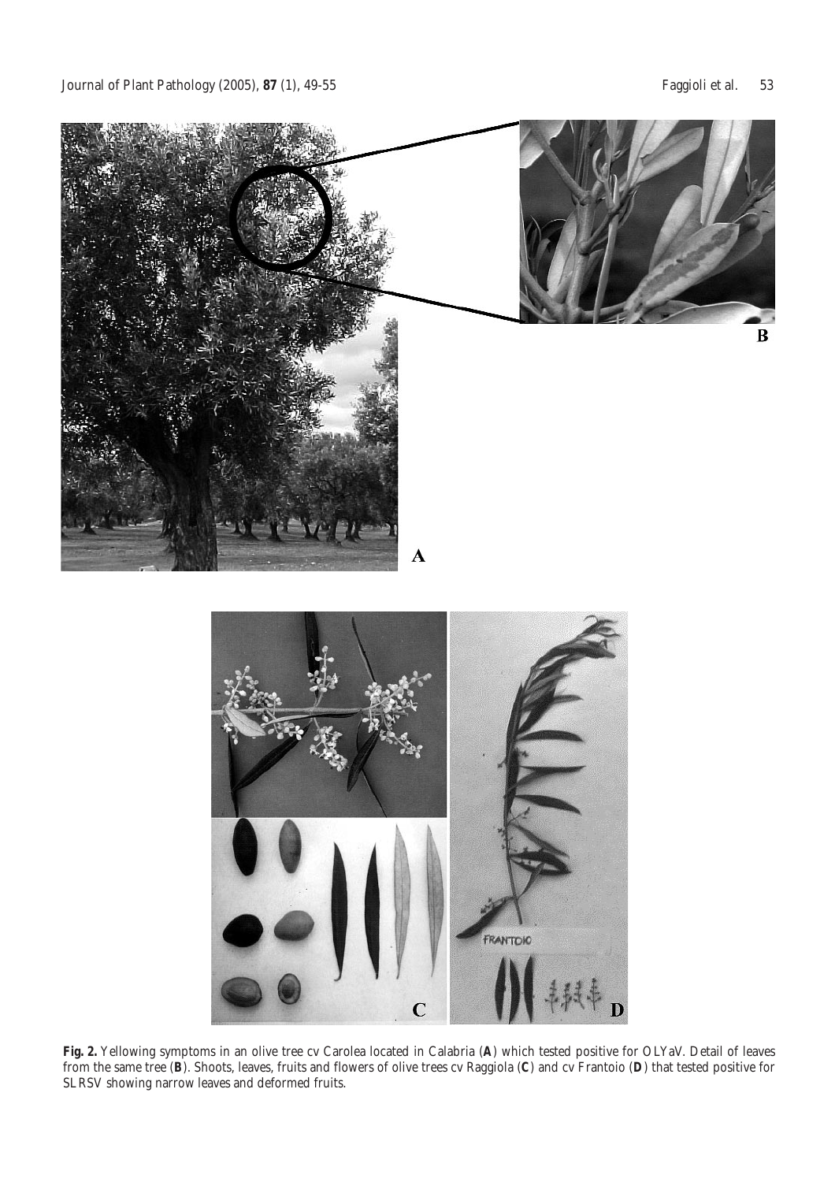**Fig. 2.** Yellowing symptoms in an olive tree cv Carolea located in Calabria (**A**) which tested positive for OLYaV. Detail of leaves from the same tree (**B**). Shoots, leaves, fruits and flowers of olive trees cv Raggiola (**C**) and cv Frantoio (**D**) that tested positive for SLRSV showing narrow leaves and deformed fruits.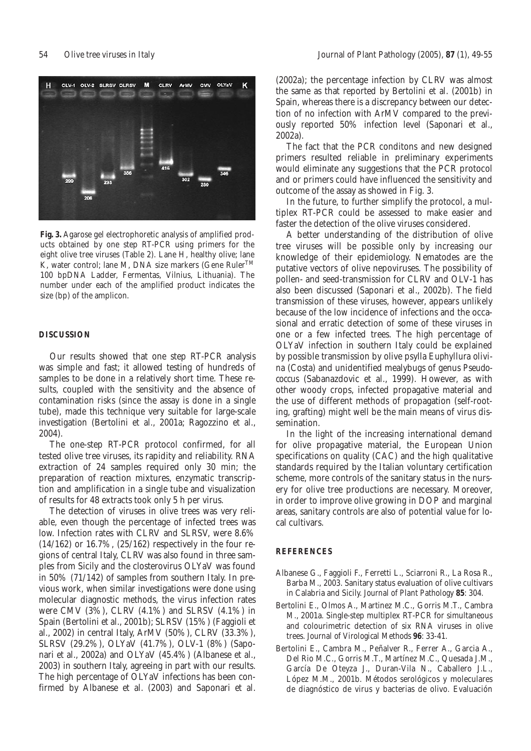**Fig. 3.** Agarose gel electrophoretic analysis of amplified products obtained by one step RT-PCR using primers for the eight olive tree viruses (Table 2). Lane H, healthy olive; lane K, water control; lane M, DNA size markers (Gene Ruler™ 100 bpDNA Ladder, Fermentas, Vilnius, Lithuania). The number under each of the amplified product indicates the size (bp) of the amplicon.

## DISCUSSION

Our results showed that one step RT-PCR analysis was simple and fast; it allowed testing of hundreds of samples to be done in a relatively short time. These results, coupled with the sensitivity and the absence of contamination risks (since the assay is done in a single tube), made this technique very suitable for large-scale investigation (Bertolini *et al.*, 2001a; Ragozzino *et al.*, 2004).

The one-step RT-PCR protocol confirmed, for all tested olive tree viruses, its rapidity and reliability. RNA extraction of 24 samples required only 30 min; the preparation of reaction mixtures, enzymatic transcription and amplification in a single tube and visualization of results for 48 extracts took only 5 h per virus.

The detection of viruses in olive trees was very reliable, even though the percentage of infected trees was low. Infection rates with CLRV and SLRSV, were 8.6% (14/162) or 16.7%, (25/162) respectively in the four regions of central Italy, CLRV was also found in three samples from Sicily and the closterovirus OLYaV was found in 50% (71/142) of samples from southern Italy. In previous work, when similar investigations were done using molecular diagnostic methods, the virus infection rates were CMV (3%), CLRV (4.1%) and SLRSV (4.1%) in Spain (Bertolini *et al.*, 2001b); SLRSV (15%) (Faggioli *et al.*, 2002) in central Italy, ArMV (50%), CLRV (33.3%), SLRSV (29.2%), OLYaV (41.7%), OLV-1 (8%) (Saponari *et al.*, 2002a) and OLYaV (45.4%) (Albanese *et al.*, 2003) in southern Italy, agreeing in part with our results. The high percentage of OLYaV infections has been confirmed by Albanese *et al.* (2003) and Saponari *et al.* (2002a); the percentage infection by CLRV was almost the same as that reported by Bertolini *et al.* (2001b) in Spain, whereas there is a discrepancy between our detection of no infection with ArMV compared to the previously reported 50% infection level (Saponari *et al.*, 2002a).

The fact that the PCR conditons and new designed primers resulted reliable in preliminary experiments would eliminate any suggestions that the PCR protocol and or primers could have influenced the sensitivity and outcome of the assay as showed in Fig. 3.

In the future, to further simplify the protocol, a multiplex RT-PCR could be assessed to make easier and faster the detection of the olive viruses considered.

A better understanding of the distribution of olive tree viruses will be possible only by increasing our knowledge of their epidemiology. Nematodes are the putative vectors of olive nepoviruses. The possibility of pollen- and seed-transmission for CLRV and OLV-1 has also been discussed (Saponari *et al.*, 2002b). The field transmission of these viruses, however, appears unlikely because of the low incidence of infections and the occasional and erratic detection of some of these viruses in one or a few infected trees. The high percentage of OLYaV infection in southern Italy could be explained by possible transmission by olive psylla *Euphyllura olivina* (Costa) and unidentified mealybugs of genus *Pseudococcus* (Sabanazdovic *et al.*, 1999). However, as with other woody crops, infected propagative material and the use of different methods of propagation (self-rooting, grafting) might well be the main means of virus dissemination.

In the light of the increasing international demand for olive propagative material, the European Union specifications on quality (CAC) and the high qualitative standards required by the Italian voluntary certification scheme, more controls of the sanitary status in the nursery for olive tree productions are necessary. Moreover, in order to improve olive growing in DOP and marginal areas, sanitary controls are also of potential value for local cultivars.

## REFERENCES

Albanese G., Faggioli F., Ferretti L., Sciarroni R., La Rosa R., Barba M., 2003. Sanitary status evaluation of olive cultivars in Calabria and Sicily. *Journal of Plant Pathology* **85**: 304.

Bertolini E., Olmos A., Martinez M.C., Gorris M.T., Cambra M., 2001a. Single-step multiplex RT-PCR for simultaneous and colourimetric detection of six RNA viruses in olive trees. *Journal of Virological Methods* **96**: 33-41.

Bertolini E., Cambra M., Peñalver R., Ferrer A., Garcia A., Del Rio M.C., Gorris M.T., Martínez M.C., Quesada J.M., García De Oteyza J., Duran-Vila N., Caballero J.L., López M.M., 2001b. Métodos serológicos y moleculares de diagnóstico de virus y bacterias de olivo. Evaluación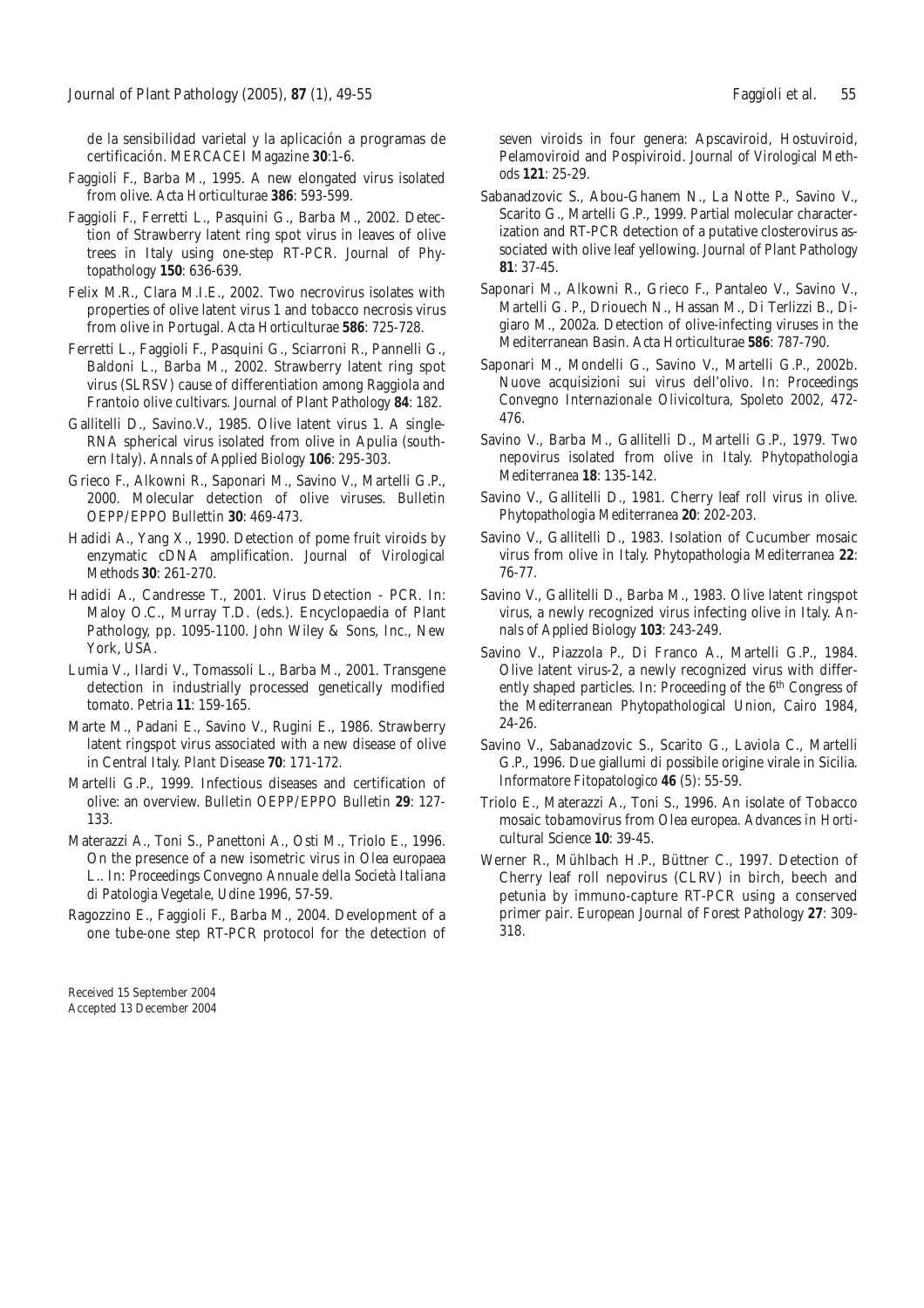de la sensibilidad varietal y la aplicación a programas de certificación. *MERCACEI Magazine* **30**:1-6.

Faggioli F., Barba M., 1995. A new elongated virus isolated from olive. *Acta Horticulturae* **386**: 593-599.

Faggioli F., Ferretti L., Pasquini G., Barba M., 2002. Detection of Strawberry latent ring spot virus in leaves of olive trees in Italy using one-step RT-PCR. *Journal of Phytopathology* **150**: 636-639.

Felix M.R., Clara M.I.E., 2002. Two necrovirus isolates with properties of olive latent virus 1 and tobacco necrosis virus from olive in Portugal. *Acta Horticulturae* **586**: 725-728.

Ferretti L., Faggioli F., Pasquini G., Sciarroni R., Pannelli G., Baldoni L., Barba M., 2002. Strawberry latent ring spot virus (SLRSV) cause of differentiation among Raggiola and Frantoio olive cultivars. *Journal of Plant Pathology* **84**: 182.

Gallitelli D., Savino.V., 1985. Olive latent virus 1. A single-RNA spherical virus isolated from olive in Apulia (southern Italy). *Annals of Applied Biology* **106**: 295-303.

Grieco F., Alkowni R., Saponari M., Savino V., Martelli G.P., 2000. Molecular detection of olive viruses. *Bulletin OEPP/EPPO Bullettin* **30**: 469-473.

Hadidi A., Yang X., 1990. Detection of pome fruit viroids by enzymatic cDNA amplification. *Journal of Virological Methods* **30**: 261-270.

Hadidi A., Candresse T., 2001. Virus Detection - PCR. In: Maloy O.C., Murray T.D. (eds.). Encyclopaedia of Plant Pathology, pp. 1095-1100. John Wiley & Sons, Inc., New York, USA.

Lumia V., Ilardi V., Tomassoli L., Barba M., 2001. Transgene detection in industrially processed genetically modified tomato. *Petria* **11**: 159-165.

Marte M., Padani E., Savino V., Rugini E., 1986. Strawberry latent ringspot virus associated with a new disease of olive in Central Italy. *Plant Disease* **70**: 171-172.

Martelli G.P., 1999. Infectious diseases and certification of olive: an overview. *Bulletin OEPP/EPPO Bulletin* **29**: 127-133.

Materazzi A., Toni S., Panettoni A., Osti M., Triolo E., 1996. On the presence of a new isometric virus in *Olea europaea* L.. In: *Proceedings Convegno Annuale della Società Italiana di Patologia Vegetale, Udine 1996*, 57-59.

Ragozzino E., Faggioli F., Barba M., 2004. Development of a one tube-one step RT-PCR protocol for the detection of seven viroids in four genera: Apscaviroid, Hostuviroid, Pelamoviroid and Pospiviroid. *Journal of Virological Methods* **121**: 25-29.

Sabanadzovic S., Abou-Ghanem N., La Notte P., Savino V., Scarito G., Martelli G.P., 1999. Partial molecular characterization and RT-PCR detection of a putative closterovirus associated with olive leaf yellowing. *Journal of Plant Pathology* **81**: 37-45.

Saponari M., Alkowni R., Grieco F., Pantaleo V., Savino V., Martelli G. P., Driouech N., Hassan M., Di Terlizzi B., Digiaro M., 2002a. Detection of olive-infecting viruses in the Mediterranean Basin. *Acta Horticulturae* **586**: 787-790.

Saponari M., Mondelli G., Savino V., Martelli G.P., 2002b. Nuove acquisizioni sui virus dell'olivo. In: *Proceedings Convegno Internazionale Olivicoltura, Spoleto 2002*, 472-476.

Savino V., Barba M., Gallitelli D., Martelli G.P., 1979. Two nepovirus isolated from olive in Italy. *Phytopathologia Mediterranea* **18**: 135-142.

Savino V., Gallitelli D., 1981. Cherry leaf roll virus in olive. *Phytopathologia Mediterranea* **20**: 202-203.

Savino V., Gallitelli D., 1983. Isolation of Cucumber mosaic virus from olive in Italy. *Phytopathologia Mediterranea* **22**: 76-77.

Savino V., Gallitelli D., Barba M., 1983. Olive latent ringspot virus, a newly recognized virus infecting olive in Italy. *Annals of Applied Biology* **103**: 243-249.

Savino V., Piazzola P., Di Franco A., Martelli G.P., 1984. Olive latent virus-2, a newly recognized virus with differently shaped particles. In: *Proceeding of the 6th Congress of the Mediterranean Phytopathological Union, Cairo 1984*, 24-26.

Savino V., Sabanadzovic S., Scarito G., Laviola C., Martelli G.P., 1996. Due giallumi di possibile origine virale in Sicilia. *Informatore Fitopatologico* **46** (5): 55-59.

Triolo E., Materazzi A., Toni S., 1996. An isolate of Tobacco mosaic tobamovirus from *Olea europea*. *Advances in Horticultural Science* **10**: 39-45.

Werner R., Mühlbach H.P., Büttner C., 1997. Detection of Cherry leaf roll nepovirus (CLRV) in birch, beech and petunia by immuno-capture RT-PCR using a conserved primer pair. *European Journal of Forest Pathology* **27**: 309-318.

Received 15 September 2004
Accepted 13 December 2004